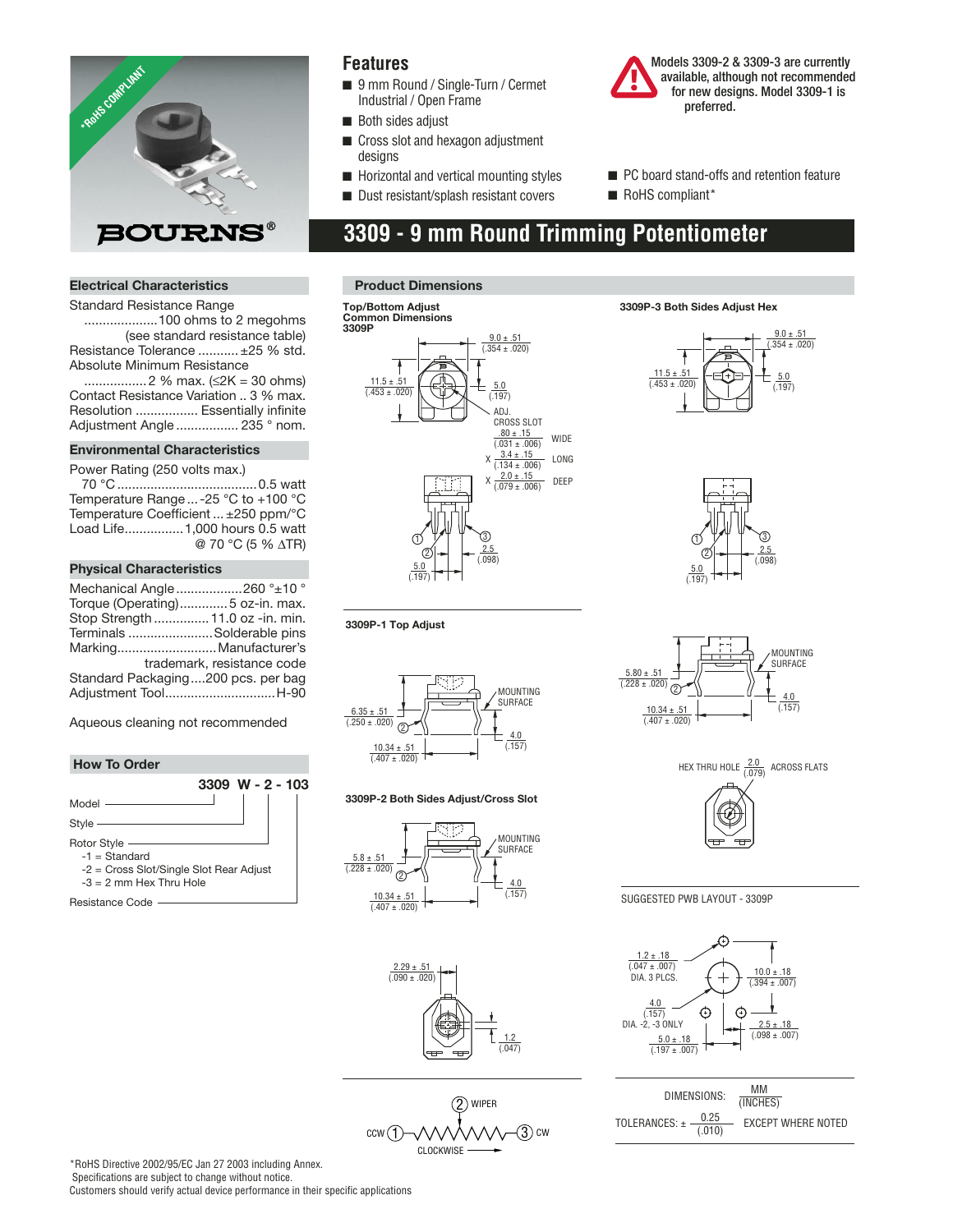# 3309 - 9 mm Round Trimming Potentiometer

## Features

- 9 mm Round / Single-Turn / Cermet Industrial / Open Frame
- Both sides adjust
- Cross slot and hexagon adjustment designs
- Horizontal and vertical mounting styles
- Dust resistant/splash resistant covers
- PC board stand-offs and retention feature
- RoHS compliant*

**Models 3309-2 & 3309-3 are currently available, although not recommended for new designs. Model 3309-1 is preferred.**

## Electrical Characteristics

Standard Resistance Range ....................100 ohms to 2 megohms (see standard resistance table)
Resistance Tolerance ........... ±25 % std.
Absolute Minimum Resistance ................ 2 % max. (≤2K = 30 ohms)
Contact Resistance Variation .. 3 % max.
Resolution ................. Essentially infinite
Adjustment Angle ................. 235 ° nom.

## Environmental Characteristics

Power Rating (250 volts max.) 70 °C ...................................... 0.5 watt
Temperature Range ... -25 °C to +100 °C
Temperature Coefficient ... ±250 ppm/°C
Load Life ................ 1,000 hours 0.5 watt @ 70 °C (5 % ΔTR)

## Physical Characteristics

Mechanical Angle .................. 260 °±10 °
Torque (Operating) ............. 5 oz-in. max.
Stop Strength ............... 11.0 oz -in. min.
Terminals ....................... Solderable pins
Marking ........................... Manufacturer's trademark, resistance code
Standard Packaging .... 200 pcs. per bag
Adjustment Tool ............................. H-90

Aqueous cleaning not recommended

## How To Order

**3309 W - 2 - 103**

- Model
- Style
- Rotor Style
  - -1 = Standard
  - -2 = Cross Slot/Single Slot Rear Adjust
  - -3 = 2 mm Hex Thru Hole
- Resistance Code

## Product Dimensions

**Top/Bottom Adjust Common Dimensions 3309P**

9.0 ± .51 (.354 ± .020); 11.5 ± .51 (.453 ± .020); 5.0 (.197)

ADJ. CROSS SLOT: .80 ± .15 (.031 ± .006) WIDE X 3.4 ± .15 (.134 ± .006) LONG X 2.0 ± .15 (.079 ± .006) DEEP

2.5 (.098); 5.0 (.197)

**3309P-1 Top Adjust**

MOUNTING SURFACE; 6.35 ± .51 (.250 ± .020); 10.34 ± .51 (.407 ± .020); 4.0 (.157)

**3309P-2 Both Sides Adjust/Cross Slot**

MOUNTING SURFACE; 5.8 ± .51 (.228 ± .020); 10.34 ± .51 (.407 ± .020); 4.0 (.157)

2.29 ± .51 (.090 ± .020); 1.2 (.047)

**3309P-3 Both Sides Adjust Hex**

9.0 ± .51 (.354 ± .020); 11.5 ± .51 (.453 ± .020); 5.0 (.197)

2.5 (.098); 5.0 (.197)

MOUNTING SURFACE; 5.80 ± .51 (.228 ± .020); 10.34 ± .51 (.407 ± .020); 4.0 (.157)

HEX THRU HOLE 2.0 (.079) ACROSS FLATS

**SUGGESTED PWB LAYOUT - 3309P**

1.2 ± .18 (.047 ± .007) DIA. 3 PLCS.; 10.0 ± .18 (.394 ± .007); 4.0 (.157) DIA. -2, -3 ONLY; 2.5 ± .18 (.098 ± .007); 5.0 ± .18 (.197 ± .007)

CCW (1) — (2) WIPER — (3) CW; CLOCKWISE

DIMENSIONS: MM (INCHES)

TOLERANCES: ± 0.25 (.010) EXCEPT WHERE NOTED

*RoHS Directive 2002/95/EC Jan 27 2003 including Annex.
Specifications are subject to change without notice.
Customers should verify actual device performance in their specific applications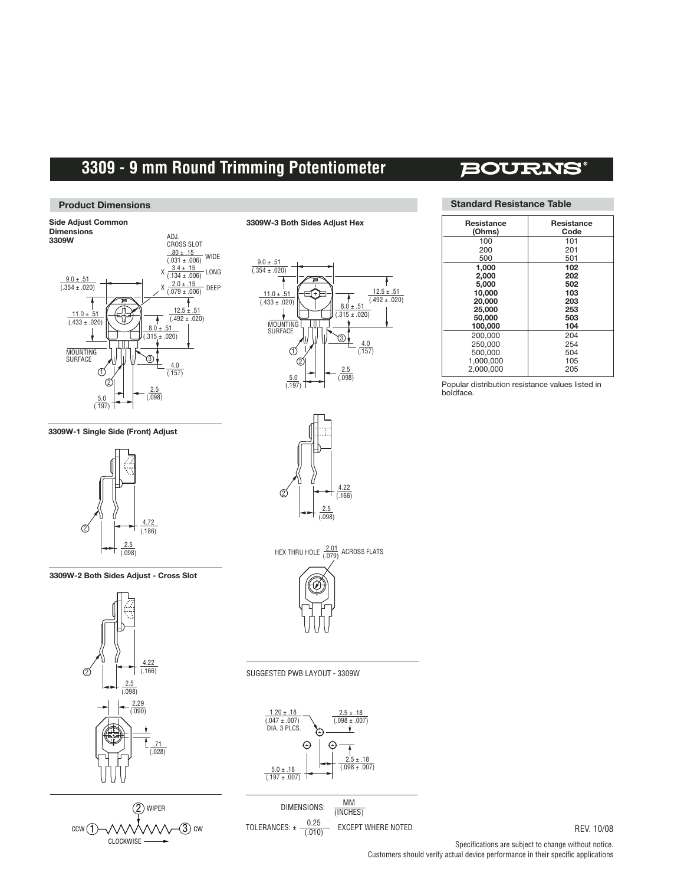# 3309 - 9 mm Round Trimming Potentiometer

BOURNS®

## Product Dimensions

### Side Adjust Common Dimensions 3309W

ADJ. CROSS SLOT

.80 ± .15 (.031 ± .006) WIDE

X 3.4 ± .15 (.134 ± .006) LONG

X 2.0 ± .15 (.079 ± .006) DEEP

9.0 ± .51 (.354 ± .020)

11.0 ± .51 (.433 ± .020)

12.5 ± .51 (.492 ± .020)

8.0 ± .51 (.315 ± .020)

MOUNTING SURFACE

4.0 (.157)

2.5 (.098)

5.0 (.197)

### 3309W-1 Single Side (Front) Adjust

4.72 (.186)

2.5 (.098)

### 3309W-2 Both Sides Adjust - Cross Slot

4.22 (.166)

2.5 (.098)

2.29 (.090)

.71 (.028)

(2) WIPER

CCW (1) (3) CW

CLOCKWISE

### 3309W-3 Both Sides Adjust Hex

9.0 ± .51 (.354 ± .020)

11.0 ± .51 (.433 ± .020)

12.5 ± .51 (.492 ± .020)

8.0 ± .51 (.315 ± .020)

MOUNTING SURFACE

4.0 (.157)

2.5 (.098)

5.0 (.197)

4.22 (.166)

2.5 (.098)

HEX THRU HOLE 2.01 (.079) ACROSS FLATS

SUGGESTED PWB LAYOUT - 3309W

1.20 ± .18 (.047 ± .007) DIA. 3 PLCS.

2.5 ± .18 (.098 ± .007)

2.5 ± .18 (.098 ± .007)

5.0 ± .18 (.197 ± .007)

DIMENSIONS: MM (INCHES)

TOLERANCES: ± 0.25 (.010) EXCEPT WHERE NOTED

## Standard Resistance Table

| Resistance (Ohms) | Resistance Code |
|---|---|
| 100 | 101 |
| 200 | 201 |
| 500 | 501 |
| **1,000** | **102** |
| **2,000** | **202** |
| **5,000** | **502** |
| **10,000** | **103** |
| **20,000** | **203** |
| **25,000** | **253** |
| **50,000** | **503** |
| **100,000** | **104** |
| 200,000 | 204 |
| 250,000 | 254 |
| 500,000 | 504 |
| 1,000,000 | 105 |
| 2,000,000 | 205 |

Popular distribution resistance values listed in boldface.

REV. 10/08

Specifications are subject to change without notice.
Customers should verify actual device performance in their specific applications